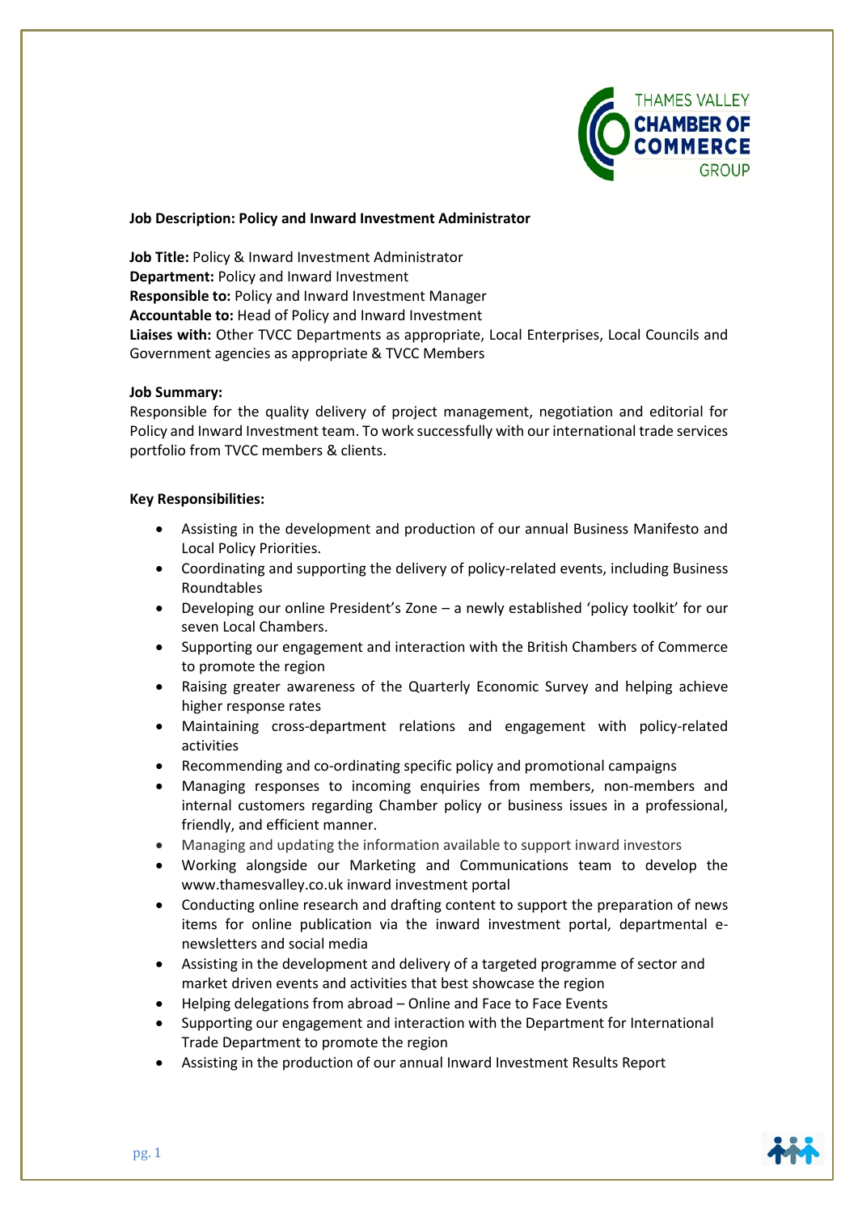**Job Description: Policy and Inward Investment Administrator**

**Job Title:** Policy & Inward Investment Administrator
**Department:** Policy and Inward Investment
**Responsible to:** Policy and Inward Investment Manager
**Accountable to:** Head of Policy and Inward Investment
**Liaises with:** Other TVCC Departments as appropriate, Local Enterprises, Local Councils and Government agencies as appropriate & TVCC Members

**Job Summary:**
Responsible for the quality delivery of project management, negotiation and editorial for Policy and Inward Investment team. To work successfully with our international trade services portfolio from TVCC members & clients.

**Key Responsibilities:**

- Assisting in the development and production of our annual Business Manifesto and Local Policy Priorities.
- Coordinating and supporting the delivery of policy-related events, including Business Roundtables
- Developing our online President's Zone – a newly established 'policy toolkit' for our seven Local Chambers.
- Supporting our engagement and interaction with the British Chambers of Commerce to promote the region
- Raising greater awareness of the Quarterly Economic Survey and helping achieve higher response rates
- Maintaining cross-department relations and engagement with policy-related activities
- Recommending and co-ordinating specific policy and promotional campaigns
- Managing responses to incoming enquiries from members, non-members and internal customers regarding Chamber policy or business issues in a professional, friendly, and efficient manner.
- Managing and updating the information available to support inward investors
- Working alongside our Marketing and Communications team to develop the www.thamesvalley.co.uk inward investment portal
- Conducting online research and drafting content to support the preparation of news items for online publication via the inward investment portal, departmental e-newsletters and social media
- Assisting in the development and delivery of a targeted programme of sector and market driven events and activities that best showcase the region
- Helping delegations from abroad – Online and Face to Face Events
- Supporting our engagement and interaction with the Department for International Trade Department to promote the region
- Assisting in the production of our annual Inward Investment Results Report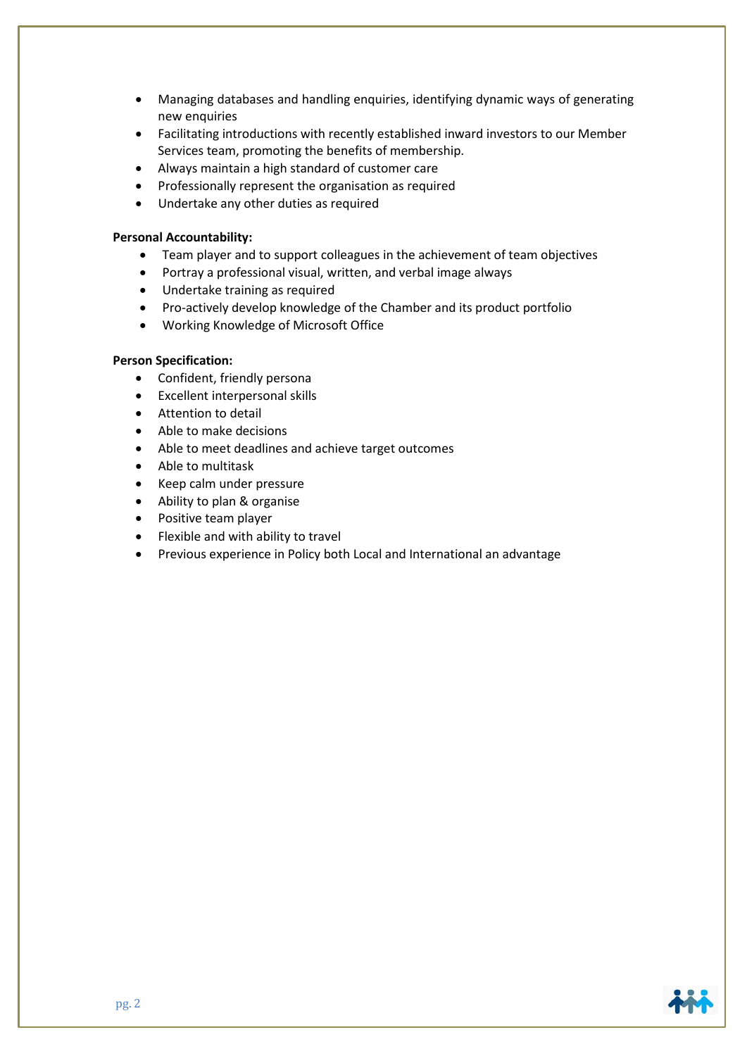- Managing databases and handling enquiries, identifying dynamic ways of generating new enquiries
- Facilitating introductions with recently established inward investors to our Member Services team, promoting the benefits of membership.
- Always maintain a high standard of customer care
- Professionally represent the organisation as required
- Undertake any other duties as required

**Personal Accountability:**

- Team player and to support colleagues in the achievement of team objectives
- Portray a professional visual, written, and verbal image always
- Undertake training as required
- Pro-actively develop knowledge of the Chamber and its product portfolio
- Working Knowledge of Microsoft Office

**Person Specification:**

- Confident, friendly persona
- Excellent interpersonal skills
- Attention to detail
- Able to make decisions
- Able to meet deadlines and achieve target outcomes
- Able to multitask
- Keep calm under pressure
- Ability to plan & organise
- Positive team player
- Flexible and with ability to travel
- Previous experience in Policy both Local and International an advantage